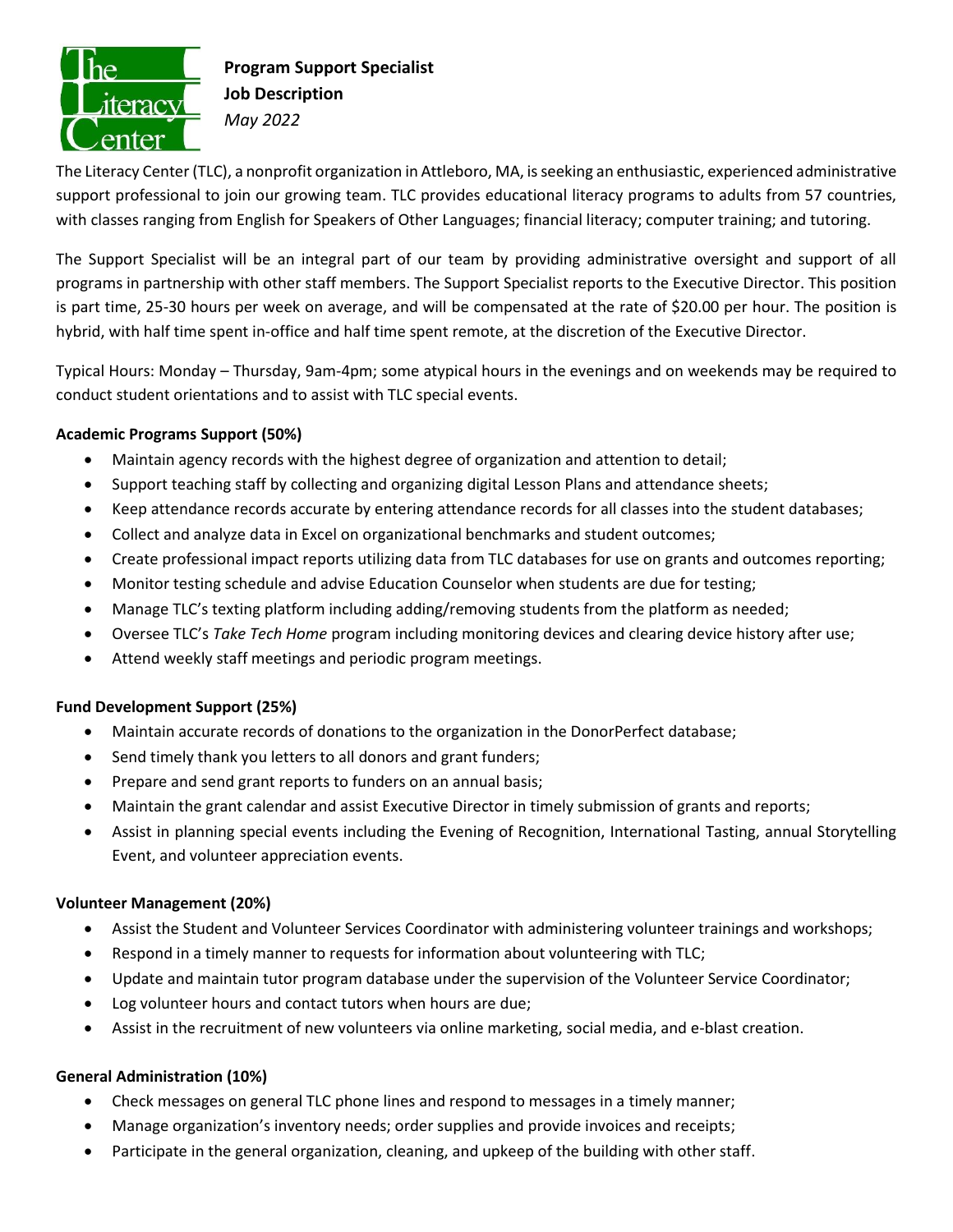The Literacy Center

**Program Support Specialist**
**Job Description**
*May 2022*

The Literacy Center (TLC), a nonprofit organization in Attleboro, MA, is seeking an enthusiastic, experienced administrative support professional to join our growing team. TLC provides educational literacy programs to adults from 57 countries, with classes ranging from English for Speakers of Other Languages; financial literacy; computer training; and tutoring.

The Support Specialist will be an integral part of our team by providing administrative oversight and support of all programs in partnership with other staff members. The Support Specialist reports to the Executive Director. This position is part time, 25-30 hours per week on average, and will be compensated at the rate of $20.00 per hour. The position is hybrid, with half time spent in-office and half time spent remote, at the discretion of the Executive Director.

Typical Hours: Monday – Thursday, 9am-4pm; some atypical hours in the evenings and on weekends may be required to conduct student orientations and to assist with TLC special events.

**Academic Programs Support (50%)**

- Maintain agency records with the highest degree of organization and attention to detail;
- Support teaching staff by collecting and organizing digital Lesson Plans and attendance sheets;
- Keep attendance records accurate by entering attendance records for all classes into the student databases;
- Collect and analyze data in Excel on organizational benchmarks and student outcomes;
- Create professional impact reports utilizing data from TLC databases for use on grants and outcomes reporting;
- Monitor testing schedule and advise Education Counselor when students are due for testing;
- Manage TLC's texting platform including adding/removing students from the platform as needed;
- Oversee TLC's *Take Tech Home* program including monitoring devices and clearing device history after use;
- Attend weekly staff meetings and periodic program meetings.

**Fund Development Support (25%)**

- Maintain accurate records of donations to the organization in the DonorPerfect database;
- Send timely thank you letters to all donors and grant funders;
- Prepare and send grant reports to funders on an annual basis;
- Maintain the grant calendar and assist Executive Director in timely submission of grants and reports;
- Assist in planning special events including the Evening of Recognition, International Tasting, annual Storytelling Event, and volunteer appreciation events.

**Volunteer Management (20%)**

- Assist the Student and Volunteer Services Coordinator with administering volunteer trainings and workshops;
- Respond in a timely manner to requests for information about volunteering with TLC;
- Update and maintain tutor program database under the supervision of the Volunteer Service Coordinator;
- Log volunteer hours and contact tutors when hours are due;
- Assist in the recruitment of new volunteers via online marketing, social media, and e-blast creation.

**General Administration (10%)**

- Check messages on general TLC phone lines and respond to messages in a timely manner;
- Manage organization's inventory needs; order supplies and provide invoices and receipts;
- Participate in the general organization, cleaning, and upkeep of the building with other staff.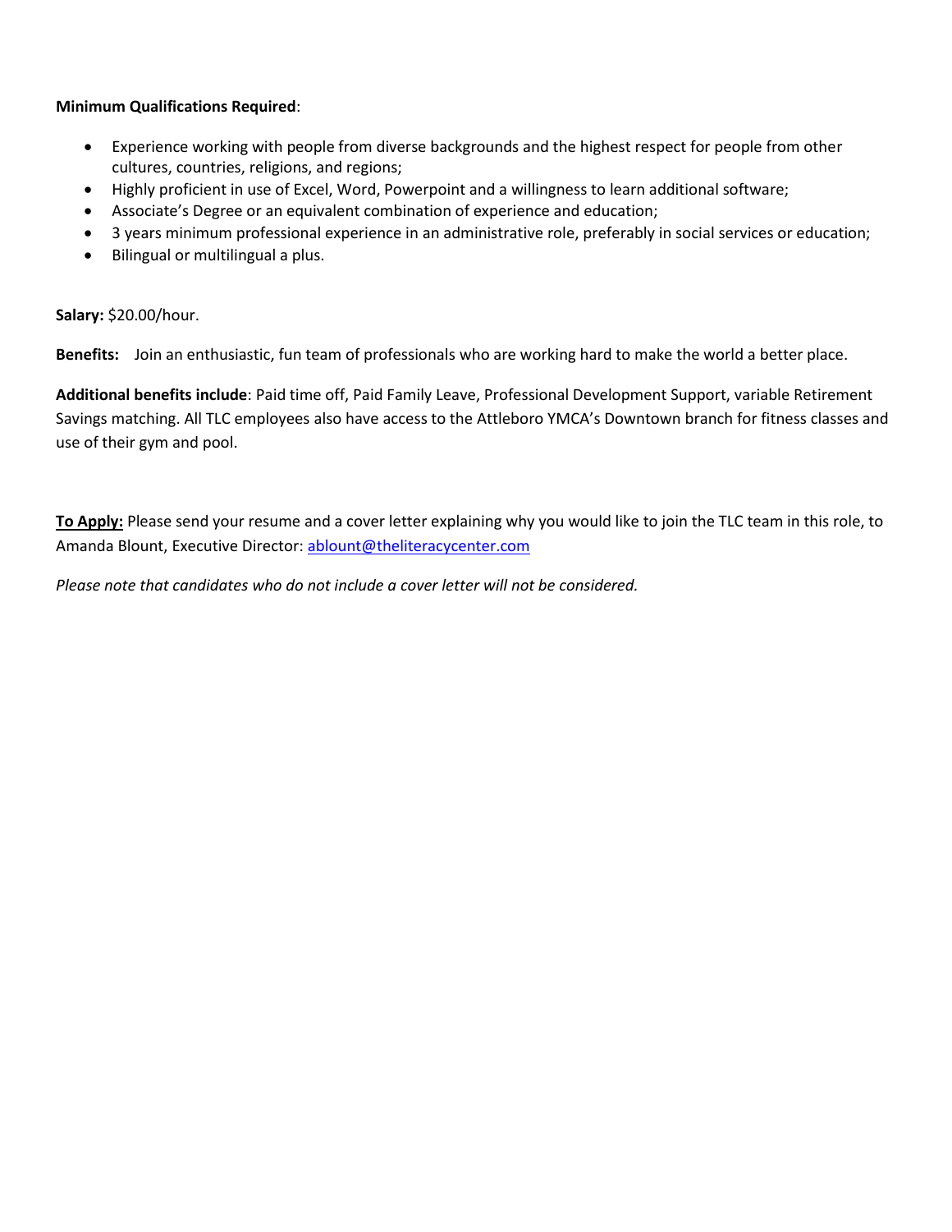**Minimum Qualifications Required**:

- Experience working with people from diverse backgrounds and the highest respect for people from other cultures, countries, religions, and regions;
- Highly proficient in use of Excel, Word, Powerpoint and a willingness to learn additional software;
- Associate's Degree or an equivalent combination of experience and education;
- 3 years minimum professional experience in an administrative role, preferably in social services or education;
- Bilingual or multilingual a plus.

**Salary:** $20.00/hour.

**Benefits:** Join an enthusiastic, fun team of professionals who are working hard to make the world a better place.

**Additional benefits include**: Paid time off, Paid Family Leave, Professional Development Support, variable Retirement Savings matching. All TLC employees also have access to the Attleboro YMCA's Downtown branch for fitness classes and use of their gym and pool.

**To Apply:** Please send your resume and a cover letter explaining why you would like to join the TLC team in this role, to Amanda Blount, Executive Director: [ablount@theliteracycenter.com](mailto:ablount@theliteracycenter.com)

*Please note that candidates who do not include a cover letter will not be considered.*